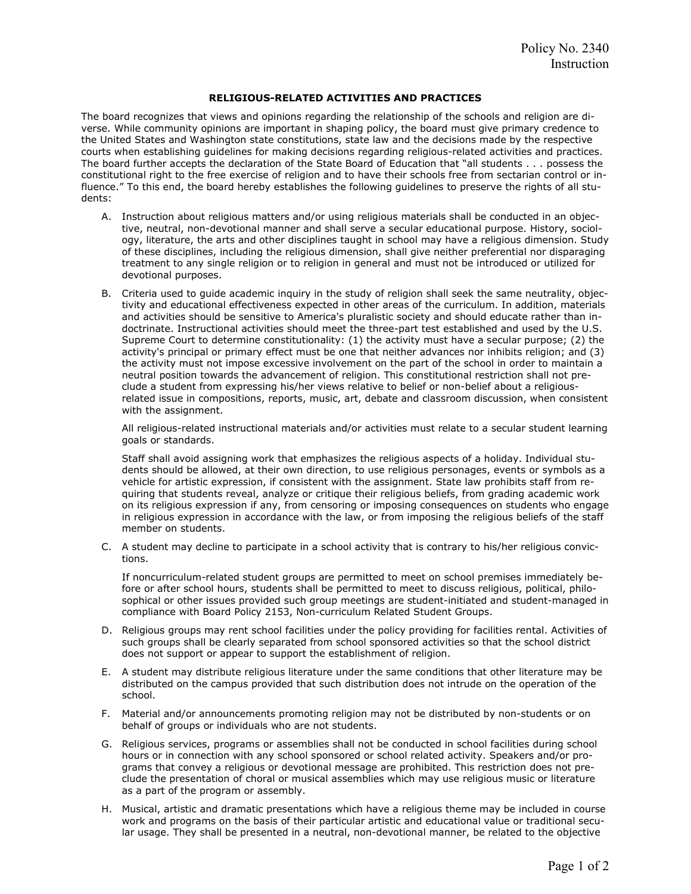Policy No. 2340
Instruction

## RELIGIOUS-RELATED ACTIVITIES AND PRACTICES

The board recognizes that views and opinions regarding the relationship of the schools and religion are diverse. While community opinions are important in shaping policy, the board must give primary credence to the United States and Washington state constitutions, state law and the decisions made by the respective courts when establishing guidelines for making decisions regarding religious-related activities and practices. The board further accepts the declaration of the State Board of Education that "all students . . . possess the constitutional right to the free exercise of religion and to have their schools free from sectarian control or influence." To this end, the board hereby establishes the following guidelines to preserve the rights of all students:

A. Instruction about religious matters and/or using religious materials shall be conducted in an objective, neutral, non-devotional manner and shall serve a secular educational purpose. History, sociology, literature, the arts and other disciplines taught in school may have a religious dimension. Study of these disciplines, including the religious dimension, shall give neither preferential nor disparaging treatment to any single religion or to religion in general and must not be introduced or utilized for devotional purposes.

B. Criteria used to guide academic inquiry in the study of religion shall seek the same neutrality, objectivity and educational effectiveness expected in other areas of the curriculum. In addition, materials and activities should be sensitive to America's pluralistic society and should educate rather than indoctrinate. Instructional activities should meet the three-part test established and used by the U.S. Supreme Court to determine constitutionality: (1) the activity must have a secular purpose; (2) the activity's principal or primary effect must be one that neither advances nor inhibits religion; and (3) the activity must not impose excessive involvement on the part of the school in order to maintain a neutral position towards the advancement of religion. This constitutional restriction shall not preclude a student from expressing his/her views relative to belief or non-belief about a religious-related issue in compositions, reports, music, art, debate and classroom discussion, when consistent with the assignment.

   All religious-related instructional materials and/or activities must relate to a secular student learning goals or standards.

   Staff shall avoid assigning work that emphasizes the religious aspects of a holiday. Individual students should be allowed, at their own direction, to use religious personages, events or symbols as a vehicle for artistic expression, if consistent with the assignment. State law prohibits staff from requiring that students reveal, analyze or critique their religious beliefs, from grading academic work on its religious expression if any, from censoring or imposing consequences on students who engage in religious expression in accordance with the law, or from imposing the religious beliefs of the staff member on students.

C. A student may decline to participate in a school activity that is contrary to his/her religious convictions.

   If noncurriculum-related student groups are permitted to meet on school premises immediately before or after school hours, students shall be permitted to meet to discuss religious, political, philosophical or other issues provided such group meetings are student-initiated and student-managed in compliance with Board Policy 2153, Non-curriculum Related Student Groups.

D. Religious groups may rent school facilities under the policy providing for facilities rental. Activities of such groups shall be clearly separated from school sponsored activities so that the school district does not support or appear to support the establishment of religion.

E. A student may distribute religious literature under the same conditions that other literature may be distributed on the campus provided that such distribution does not intrude on the operation of the school.

F. Material and/or announcements promoting religion may not be distributed by non-students or on behalf of groups or individuals who are not students.

G. Religious services, programs or assemblies shall not be conducted in school facilities during school hours or in connection with any school sponsored or school related activity. Speakers and/or programs that convey a religious or devotional message are prohibited. This restriction does not preclude the presentation of choral or musical assemblies which may use religious music or literature as a part of the program or assembly.

H. Musical, artistic and dramatic presentations which have a religious theme may be included in course work and programs on the basis of their particular artistic and educational value or traditional secular usage. They shall be presented in a neutral, non-devotional manner, be related to the objective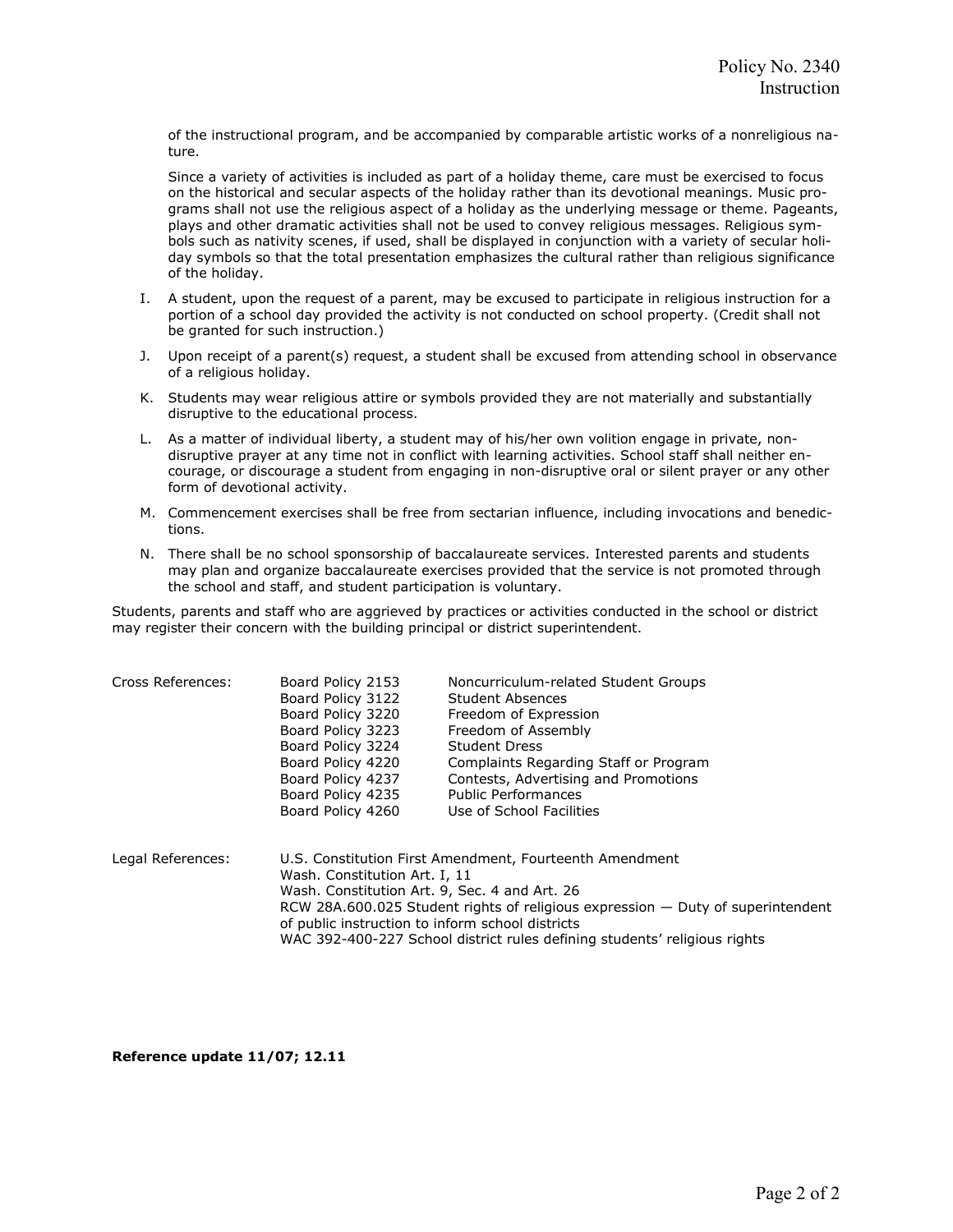of the instructional program, and be accompanied by comparable artistic works of a nonreligious nature.

Since a variety of activities is included as part of a holiday theme, care must be exercised to focus on the historical and secular aspects of the holiday rather than its devotional meanings. Music programs shall not use the religious aspect of a holiday as the underlying message or theme. Pageants, plays and other dramatic activities shall not be used to convey religious messages. Religious symbols such as nativity scenes, if used, shall be displayed in conjunction with a variety of secular holiday symbols so that the total presentation emphasizes the cultural rather than religious significance of the holiday.

I. A student, upon the request of a parent, may be excused to participate in religious instruction for a portion of a school day provided the activity is not conducted on school property. (Credit shall not be granted for such instruction.)

J. Upon receipt of a parent(s) request, a student shall be excused from attending school in observance of a religious holiday.

K. Students may wear religious attire or symbols provided they are not materially and substantially disruptive to the educational process.

L. As a matter of individual liberty, a student may of his/her own volition engage in private, non-disruptive prayer at any time not in conflict with learning activities. School staff shall neither encourage, or discourage a student from engaging in non-disruptive oral or silent prayer or any other form of devotional activity.

M. Commencement exercises shall be free from sectarian influence, including invocations and benedictions.

N. There shall be no school sponsorship of baccalaureate services. Interested parents and students may plan and organize baccalaureate exercises provided that the service is not promoted through the school and staff, and student participation is voluntary.

Students, parents and staff who are aggrieved by practices or activities conducted in the school or district may register their concern with the building principal or district superintendent.

| | | |
|---|---|---|
| Cross References: | Board Policy 2153 | Noncurriculum-related Student Groups |
| | Board Policy 3122 | Student Absences |
| | Board Policy 3220 | Freedom of Expression |
| | Board Policy 3223 | Freedom of Assembly |
| | Board Policy 3224 | Student Dress |
| | Board Policy 4220 | Complaints Regarding Staff or Program |
| | Board Policy 4237 | Contests, Advertising and Promotions |
| | Board Policy 4235 | Public Performances |
| | Board Policy 4260 | Use of School Facilities |

Legal References:

U.S. Constitution First Amendment, Fourteenth Amendment
Wash. Constitution Art. I, 11
Wash. Constitution Art. 9, Sec. 4 and Art. 26
RCW 28A.600.025 Student rights of religious expression — Duty of superintendent of public instruction to inform school districts
WAC 392-400-227 School district rules defining students' religious rights

**Reference update 11/07; 12.11**